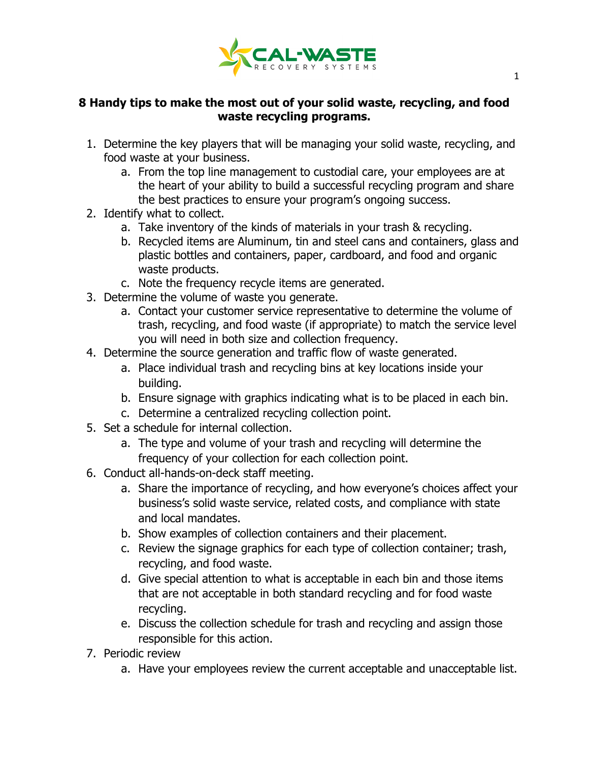**8 Handy tips to make the most out of your solid waste, recycling, and food waste recycling programs.**

1. Determine the key players that will be managing your solid waste, recycling, and food waste at your business.
   a. From the top line management to custodial care, your employees are at the heart of your ability to build a successful recycling program and share the best practices to ensure your program's ongoing success.
2. Identify what to collect.
   a. Take inventory of the kinds of materials in your trash & recycling.
   b. Recycled items are Aluminum, tin and steel cans and containers, glass and plastic bottles and containers, paper, cardboard, and food and organic waste products.
   c. Note the frequency recycle items are generated.
3. Determine the volume of waste you generate.
   a. Contact your customer service representative to determine the volume of trash, recycling, and food waste (if appropriate) to match the service level you will need in both size and collection frequency.
4. Determine the source generation and traffic flow of waste generated.
   a. Place individual trash and recycling bins at key locations inside your building.
   b. Ensure signage with graphics indicating what is to be placed in each bin.
   c. Determine a centralized recycling collection point.
5. Set a schedule for internal collection.
   a. The type and volume of your trash and recycling will determine the frequency of your collection for each collection point.
6. Conduct all-hands-on-deck staff meeting.
   a. Share the importance of recycling, and how everyone's choices affect your business's solid waste service, related costs, and compliance with state and local mandates.
   b. Show examples of collection containers and their placement.
   c. Review the signage graphics for each type of collection container; trash, recycling, and food waste.
   d. Give special attention to what is acceptable in each bin and those items that are not acceptable in both standard recycling and for food waste recycling.
   e. Discuss the collection schedule for trash and recycling and assign those responsible for this action.
7. Periodic review
   a. Have your employees review the current acceptable and unacceptable list.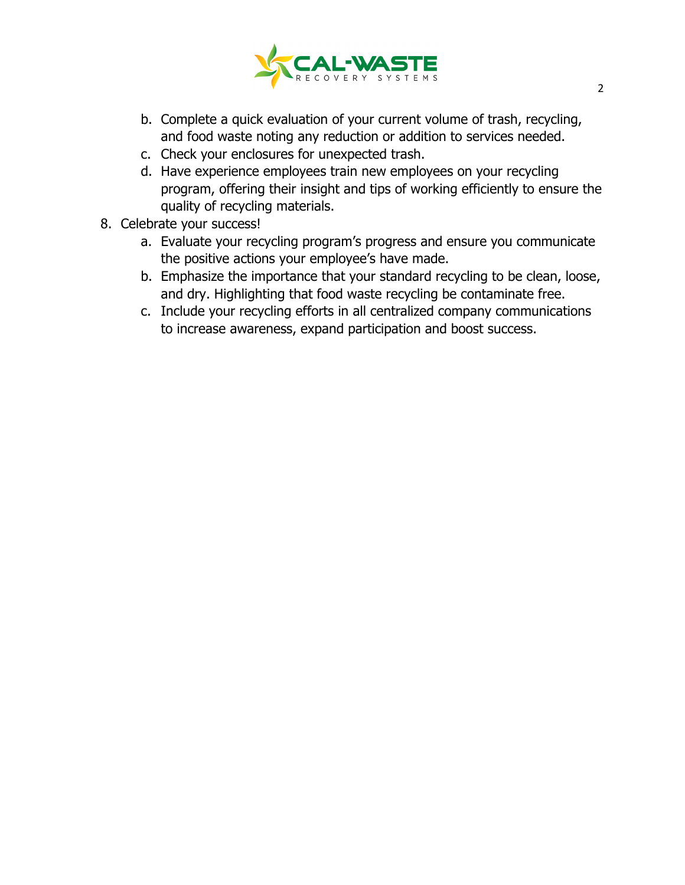b. Complete a quick evaluation of your current volume of trash, recycling, and food waste noting any reduction or addition to services needed.
   c. Check your enclosures for unexpected trash.
   d. Have experience employees train new employees on your recycling program, offering their insight and tips of working efficiently to ensure the quality of recycling materials.
8. Celebrate your success!
   a. Evaluate your recycling program's progress and ensure you communicate the positive actions your employee's have made.
   b. Emphasize the importance that your standard recycling to be clean, loose, and dry. Highlighting that food waste recycling be contaminate free.
   c. Include your recycling efforts in all centralized company communications to increase awareness, expand participation and boost success.